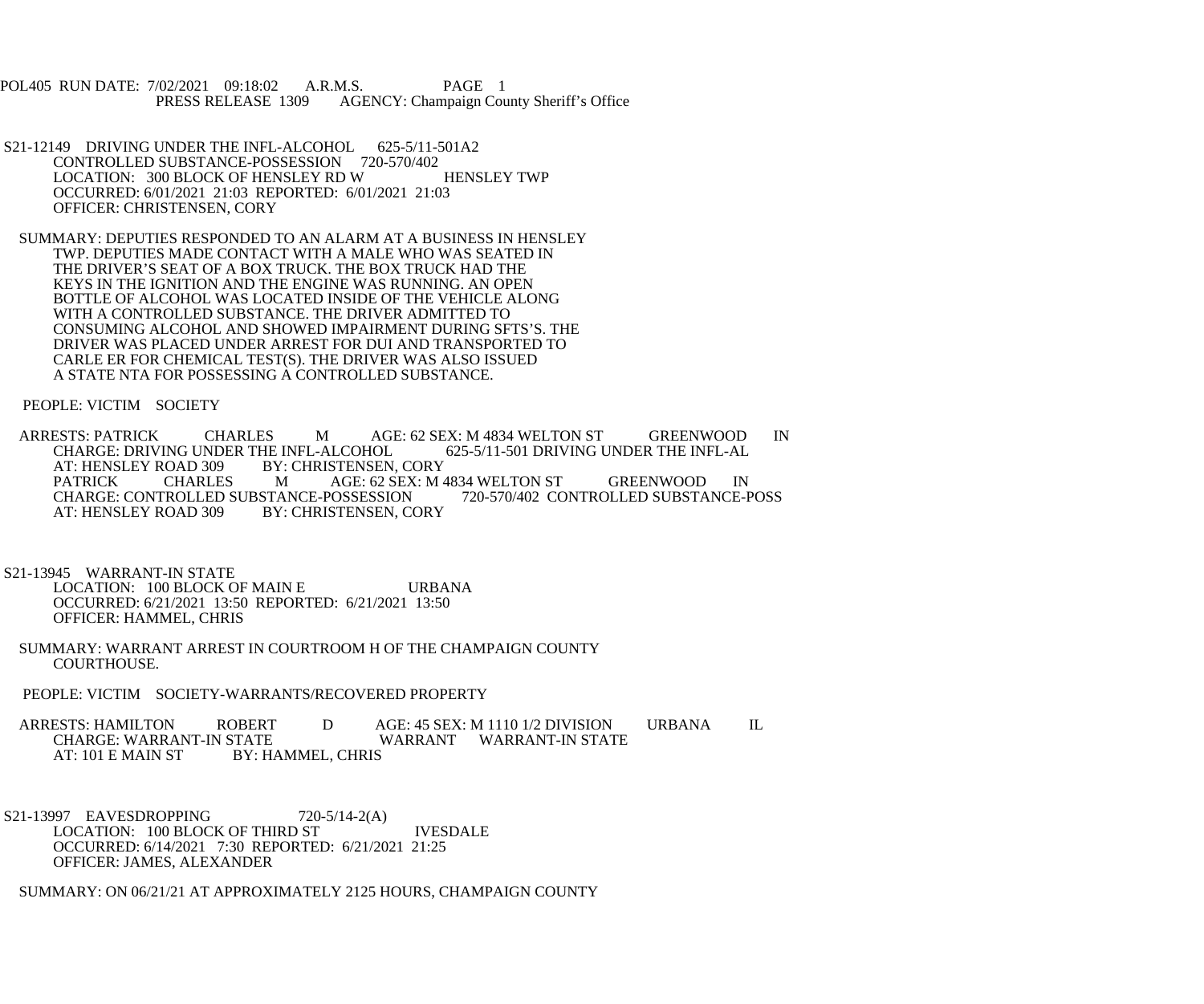POL405 RUN DATE: 7/02/2021 09:18:02 A.R.M.S. PAGE 1
PRESS RELEASE 1309 AGENCY: Champaign County Sheriff's Office

S21-12149 DRIVING UNDER THE INFL-ALCOHOL 625-5/11-501A2
CONTROLLED SUBSTANCE-POSSESSION 720-570/402
LOCATION: 300 BLOCK OF HENSLEY RD W HENSLEY TWP
OCCURRED: 6/01/2021 21:03 REPORTED: 6/01/2021 21:03
OFFICER: CHRISTENSEN, CORY

SUMMARY: DEPUTIES RESPONDED TO AN ALARM AT A BUSINESS IN HENSLEY TWP. DEPUTIES MADE CONTACT WITH A MALE WHO WAS SEATED IN THE DRIVER'S SEAT OF A BOX TRUCK. THE BOX TRUCK HAD THE KEYS IN THE IGNITION AND THE ENGINE WAS RUNNING. AN OPEN BOTTLE OF ALCOHOL WAS LOCATED INSIDE OF THE VEHICLE ALONG WITH A CONTROLLED SUBSTANCE. THE DRIVER ADMITTED TO CONSUMING ALCOHOL AND SHOWED IMPAIRMENT DURING SFTS'S. THE DRIVER WAS PLACED UNDER ARREST FOR DUI AND TRANSPORTED TO CARLE ER FOR CHEMICAL TEST(S). THE DRIVER WAS ALSO ISSUED A STATE NTA FOR POSSESSING A CONTROLLED SUBSTANCE.

PEOPLE: VICTIM SOCIETY

ARRESTS: PATRICK CHARLES M AGE: 62 SEX: M 4834 WELTON ST GREENWOOD IN
CHARGE: DRIVING UNDER THE INFL-ALCOHOL 625-5/11-501 DRIVING UNDER THE INFL-AL
AT: HENSLEY ROAD 309 BY: CHRISTENSEN, CORY
PATRICK CHARLES M AGE: 62 SEX: M 4834 WELTON ST GREENWOOD IN
CHARGE: CONTROLLED SUBSTANCE-POSSESSION 720-570/402 CONTROLLED SUBSTANCE-POSS
AT: HENSLEY ROAD 309 BY: CHRISTENSEN, CORY

S21-13945 WARRANT-IN STATE
LOCATION: 100 BLOCK OF MAIN E URBANA
OCCURRED: 6/21/2021 13:50 REPORTED: 6/21/2021 13:50
OFFICER: HAMMEL, CHRIS

SUMMARY: WARRANT ARREST IN COURTROOM H OF THE CHAMPAIGN COUNTY COURTHOUSE.

PEOPLE: VICTIM SOCIETY-WARRANTS/RECOVERED PROPERTY

ARRESTS: HAMILTON ROBERT D AGE: 45 SEX: M 1110 1/2 DIVISION URBANA IL
CHARGE: WARRANT-IN STATE WARRANT WARRANT-IN STATE
AT: 101 E MAIN ST BY: HAMMEL, CHRIS

S21-13997 EAVESDROPPING 720-5/14-2(A)
LOCATION: 100 BLOCK OF THIRD ST IVESDALE
OCCURRED: 6/14/2021 7:30 REPORTED: 6/21/2021 21:25
OFFICER: JAMES, ALEXANDER

SUMMARY: ON 06/21/21 AT APPROXIMATELY 2125 HOURS, CHAMPAIGN COUNTY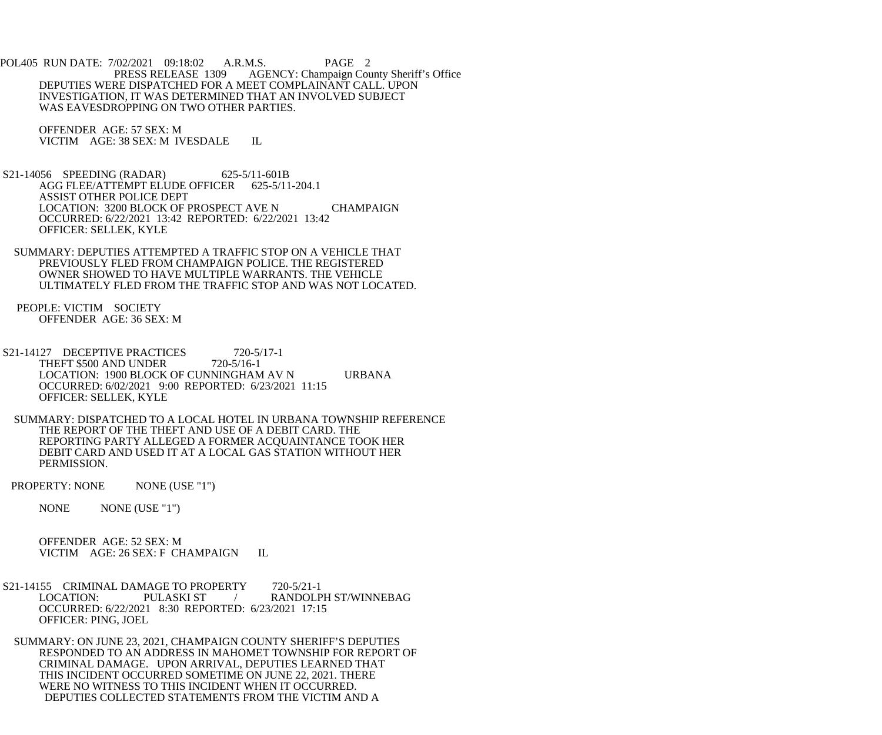DEPUTIES WERE DISPATCHED FOR A MEET COMPLAINANT CALL. UPON INVESTIGATION, IT WAS DETERMINED THAT AN INVOLVED SUBJECT WAS EAVESDROPPING ON TWO OTHER PARTIES.

OFFENDER AGE: 57 SEX: M
VICTIM AGE: 38 SEX: M IVESDALE IL

S21-14056 SPEEDING (RADAR) 625-5/11-601B
AGG FLEE/ATTEMPT ELUDE OFFICER 625-5/11-204.1
ASSIST OTHER POLICE DEPT
LOCATION: 3200 BLOCK OF PROSPECT AVE N CHAMPAIGN
OCCURRED: 6/22/2021 13:42 REPORTED: 6/22/2021 13:42
OFFICER: SELLEK, KYLE

SUMMARY: DEPUTIES ATTEMPTED A TRAFFIC STOP ON A VEHICLE THAT PREVIOUSLY FLED FROM CHAMPAIGN POLICE. THE REGISTERED OWNER SHOWED TO HAVE MULTIPLE WARRANTS. THE VEHICLE ULTIMATELY FLED FROM THE TRAFFIC STOP AND WAS NOT LOCATED.

PEOPLE: VICTIM SOCIETY
OFFENDER AGE: 36 SEX: M

S21-14127 DECEPTIVE PRACTICES 720-5/17-1
THEFT $500 AND UNDER 720-5/16-1
LOCATION: 1900 BLOCK OF CUNNINGHAM AV N URBANA
OCCURRED: 6/02/2021 9:00 REPORTED: 6/23/2021 11:15
OFFICER: SELLEK, KYLE

SUMMARY: DISPATCHED TO A LOCAL HOTEL IN URBANA TOWNSHIP REFERENCE THE REPORT OF THE THEFT AND USE OF A DEBIT CARD. THE REPORTING PARTY ALLEGED A FORMER ACQUAINTANCE TOOK HER DEBIT CARD AND USED IT AT A LOCAL GAS STATION WITHOUT HER PERMISSION.

PROPERTY: NONE NONE (USE "1")

NONE NONE (USE "1")

OFFENDER AGE: 52 SEX: M
VICTIM AGE: 26 SEX: F CHAMPAIGN IL

S21-14155 CRIMINAL DAMAGE TO PROPERTY 720-5/21-1
LOCATION: PULASKI ST / RANDOLPH ST/WINNEBAG
OCCURRED: 6/22/2021 8:30 REPORTED: 6/23/2021 17:15
OFFICER: PING, JOEL

SUMMARY: ON JUNE 23, 2021, CHAMPAIGN COUNTY SHERIFF'S DEPUTIES RESPONDED TO AN ADDRESS IN MAHOMET TOWNSHIP FOR REPORT OF CRIMINAL DAMAGE. UPON ARRIVAL, DEPUTIES LEARNED THAT THIS INCIDENT OCCURRED SOMETIME ON JUNE 22, 2021. THERE WERE NO WITNESS TO THIS INCIDENT WHEN IT OCCURRED.
DEPUTIES COLLECTED STATEMENTS FROM THE VICTIM AND A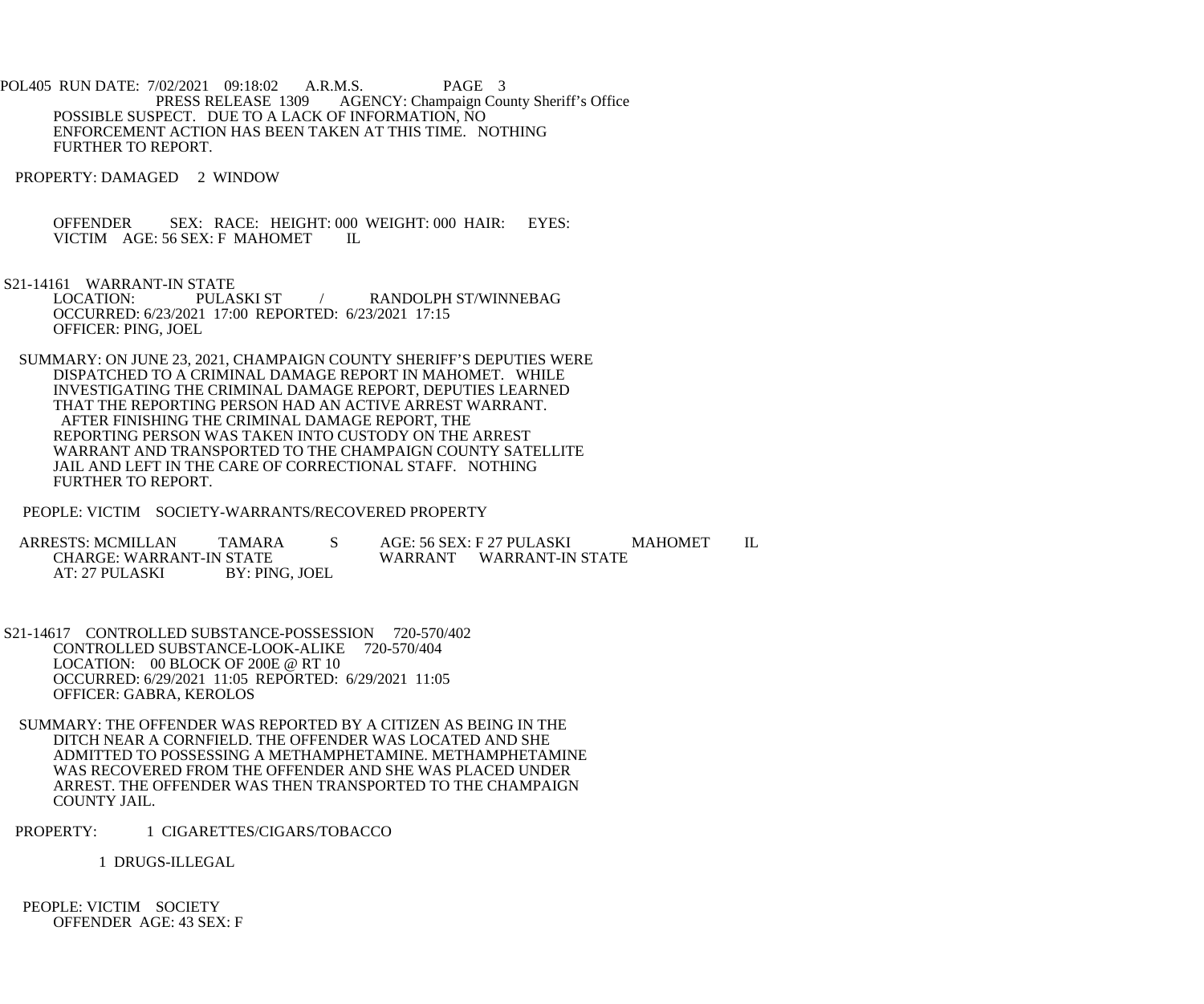POSSIBLE SUSPECT. DUE TO A LACK OF INFORMATION, NO ENFORCEMENT ACTION HAS BEEN TAKEN AT THIS TIME. NOTHING FURTHER TO REPORT.

PROPERTY: DAMAGED 2 WINDOW

OFFENDER SEX: RACE: HEIGHT: 000 WEIGHT: 000 HAIR: EYES:
VICTIM AGE: 56 SEX: F MAHOMET IL

S21-14161 WARRANT-IN STATE
LOCATION: PULASKI ST / RANDOLPH ST/WINNEBAG
OCCURRED: 6/23/2021 17:00 REPORTED: 6/23/2021 17:15
OFFICER: PING, JOEL

SUMMARY: ON JUNE 23, 2021, CHAMPAIGN COUNTY SHERIFF'S DEPUTIES WERE DISPATCHED TO A CRIMINAL DAMAGE REPORT IN MAHOMET. WHILE INVESTIGATING THE CRIMINAL DAMAGE REPORT, DEPUTIES LEARNED THAT THE REPORTING PERSON HAD AN ACTIVE ARREST WARRANT. AFTER FINISHING THE CRIMINAL DAMAGE REPORT, THE REPORTING PERSON WAS TAKEN INTO CUSTODY ON THE ARREST WARRANT AND TRANSPORTED TO THE CHAMPAIGN COUNTY SATELLITE JAIL AND LEFT IN THE CARE OF CORRECTIONAL STAFF. NOTHING FURTHER TO REPORT.

PEOPLE: VICTIM SOCIETY-WARRANTS/RECOVERED PROPERTY

ARRESTS: MCMILLAN TAMARA S AGE: 56 SEX: F 27 PULASKI MAHOMET IL
CHARGE: WARRANT-IN STATE WARRANT WARRANT-IN STATE
AT: 27 PULASKI BY: PING, JOEL

S21-14617 CONTROLLED SUBSTANCE-POSSESSION 720-570/402
CONTROLLED SUBSTANCE-LOOK-ALIKE 720-570/404
LOCATION: 00 BLOCK OF 200E @ RT 10
OCCURRED: 6/29/2021 11:05 REPORTED: 6/29/2021 11:05
OFFICER: GABRA, KEROLOS

SUMMARY: THE OFFENDER WAS REPORTED BY A CITIZEN AS BEING IN THE DITCH NEAR A CORNFIELD. THE OFFENDER WAS LOCATED AND SHE ADMITTED TO POSSESSING A METHAMPHETAMINE. METHAMPHETAMINE WAS RECOVERED FROM THE OFFENDER AND SHE WAS PLACED UNDER ARREST. THE OFFENDER WAS THEN TRANSPORTED TO THE CHAMPAIGN COUNTY JAIL.

PROPERTY: 1 CIGARETTES/CIGARS/TOBACCO

1 DRUGS-ILLEGAL

PEOPLE: VICTIM SOCIETY
OFFENDER AGE: 43 SEX: F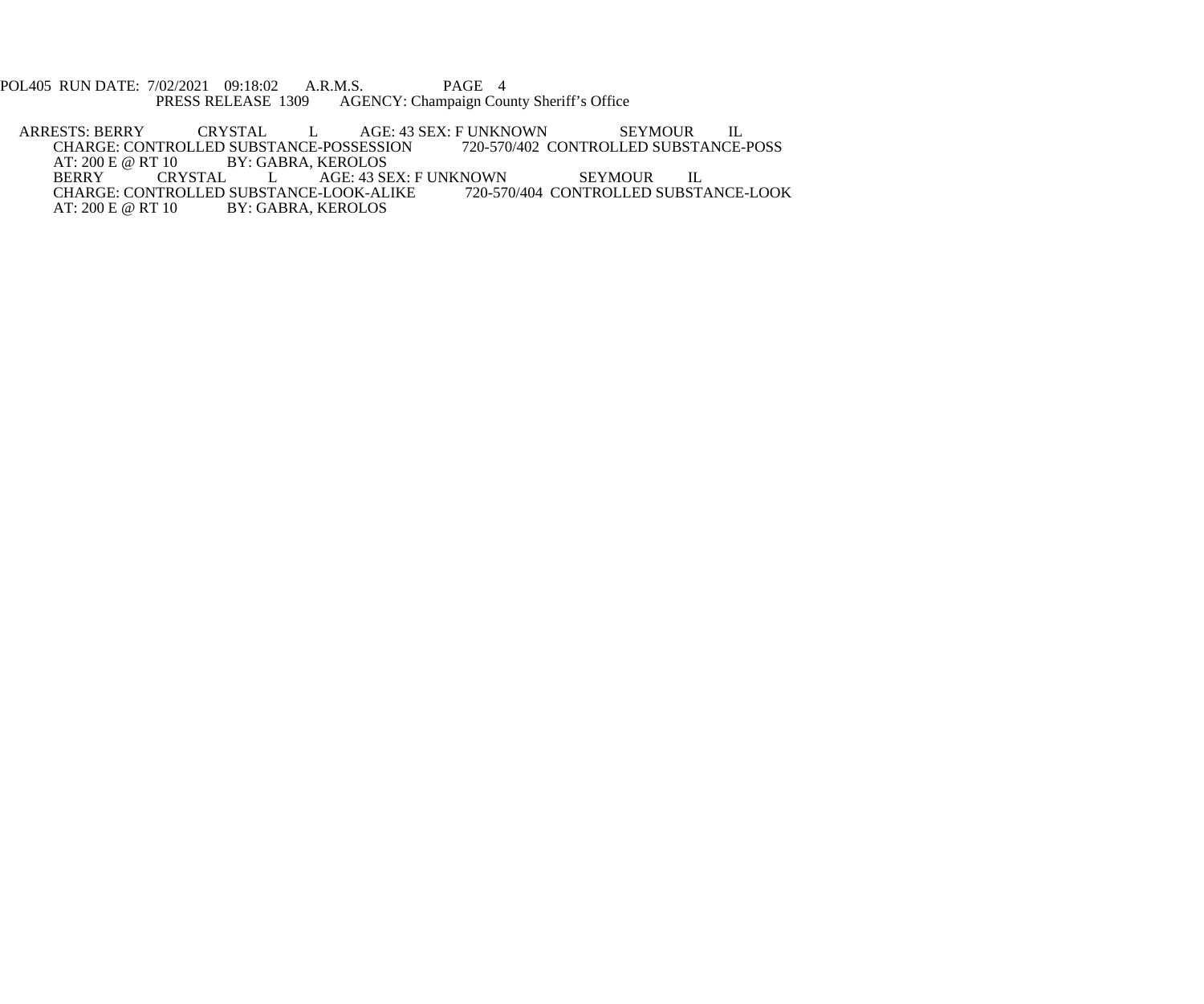POL405 RUN DATE: 7/02/2021 09:18:02 A.R.M.S. PAGE 4
PRESS RELEASE 1309 AGENCY: Champaign County Sheriff's Office

ARRESTS: BERRY CRYSTAL L AGE: 43 SEX: F UNKNOWN SEYMOUR IL
CHARGE: CONTROLLED SUBSTANCE-POSSESSION 720-570/402 CONTROLLED SUBSTANCE-POSS
AT: 200 E @ RT 10 BY: GABRA, KEROLOS
BERRY CRYSTAL L AGE: 43 SEX: F UNKNOWN SEYMOUR IL
CHARGE: CONTROLLED SUBSTANCE-LOOK-ALIKE 720-570/404 CONTROLLED SUBSTANCE-LOOK
AT: 200 E @ RT 10 BY: GABRA, KEROLOS